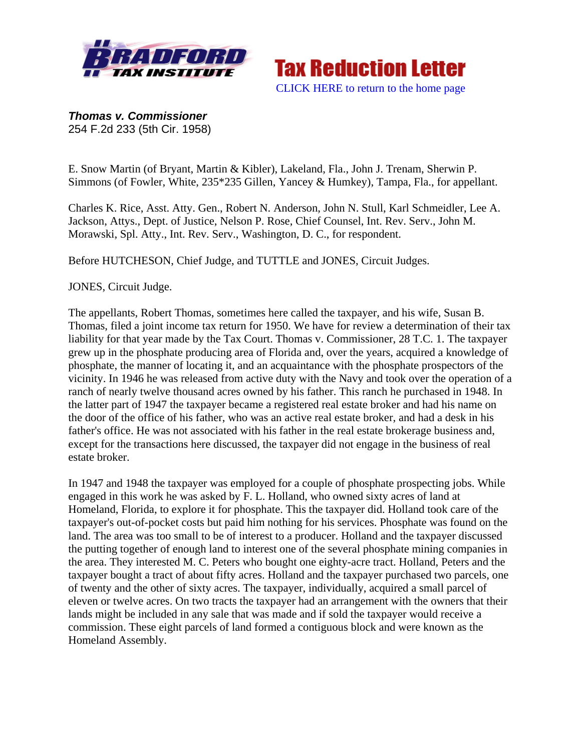**Tax Reduction Letter**

CLICK HERE to return to the home page

***Thomas v. Commissioner***
254 F.2d 233 (5th Cir. 1958)

E. Snow Martin (of Bryant, Martin & Kibler), Lakeland, Fla., John J. Trenam, Sherwin P. Simmons (of Fowler, White, 235*235 Gillen, Yancey & Humkey), Tampa, Fla., for appellant.

Charles K. Rice, Asst. Atty. Gen., Robert N. Anderson, John N. Stull, Karl Schmeidler, Lee A. Jackson, Attys., Dept. of Justice, Nelson P. Rose, Chief Counsel, Int. Rev. Serv., John M. Morawski, Spl. Atty., Int. Rev. Serv., Washington, D. C., for respondent.

Before HUTCHESON, Chief Judge, and TUTTLE and JONES, Circuit Judges.

JONES, Circuit Judge.

The appellants, Robert Thomas, sometimes here called the taxpayer, and his wife, Susan B. Thomas, filed a joint income tax return for 1950. We have for review a determination of their tax liability for that year made by the Tax Court. Thomas v. Commissioner, 28 T.C. 1. The taxpayer grew up in the phosphate producing area of Florida and, over the years, acquired a knowledge of phosphate, the manner of locating it, and an acquaintance with the phosphate prospectors of the vicinity. In 1946 he was released from active duty with the Navy and took over the operation of a ranch of nearly twelve thousand acres owned by his father. This ranch he purchased in 1948. In the latter part of 1947 the taxpayer became a registered real estate broker and had his name on the door of the office of his father, who was an active real estate broker, and had a desk in his father's office. He was not associated with his father in the real estate brokerage business and, except for the transactions here discussed, the taxpayer did not engage in the business of real estate broker.

In 1947 and 1948 the taxpayer was employed for a couple of phosphate prospecting jobs. While engaged in this work he was asked by F. L. Holland, who owned sixty acres of land at Homeland, Florida, to explore it for phosphate. This the taxpayer did. Holland took care of the taxpayer's out-of-pocket costs but paid him nothing for his services. Phosphate was found on the land. The area was too small to be of interest to a producer. Holland and the taxpayer discussed the putting together of enough land to interest one of the several phosphate mining companies in the area. They interested M. C. Peters who bought one eighty-acre tract. Holland, Peters and the taxpayer bought a tract of about fifty acres. Holland and the taxpayer purchased two parcels, one of twenty and the other of sixty acres. The taxpayer, individually, acquired a small parcel of eleven or twelve acres. On two tracts the taxpayer had an arrangement with the owners that their lands might be included in any sale that was made and if sold the taxpayer would receive a commission. These eight parcels of land formed a contiguous block and were known as the Homeland Assembly.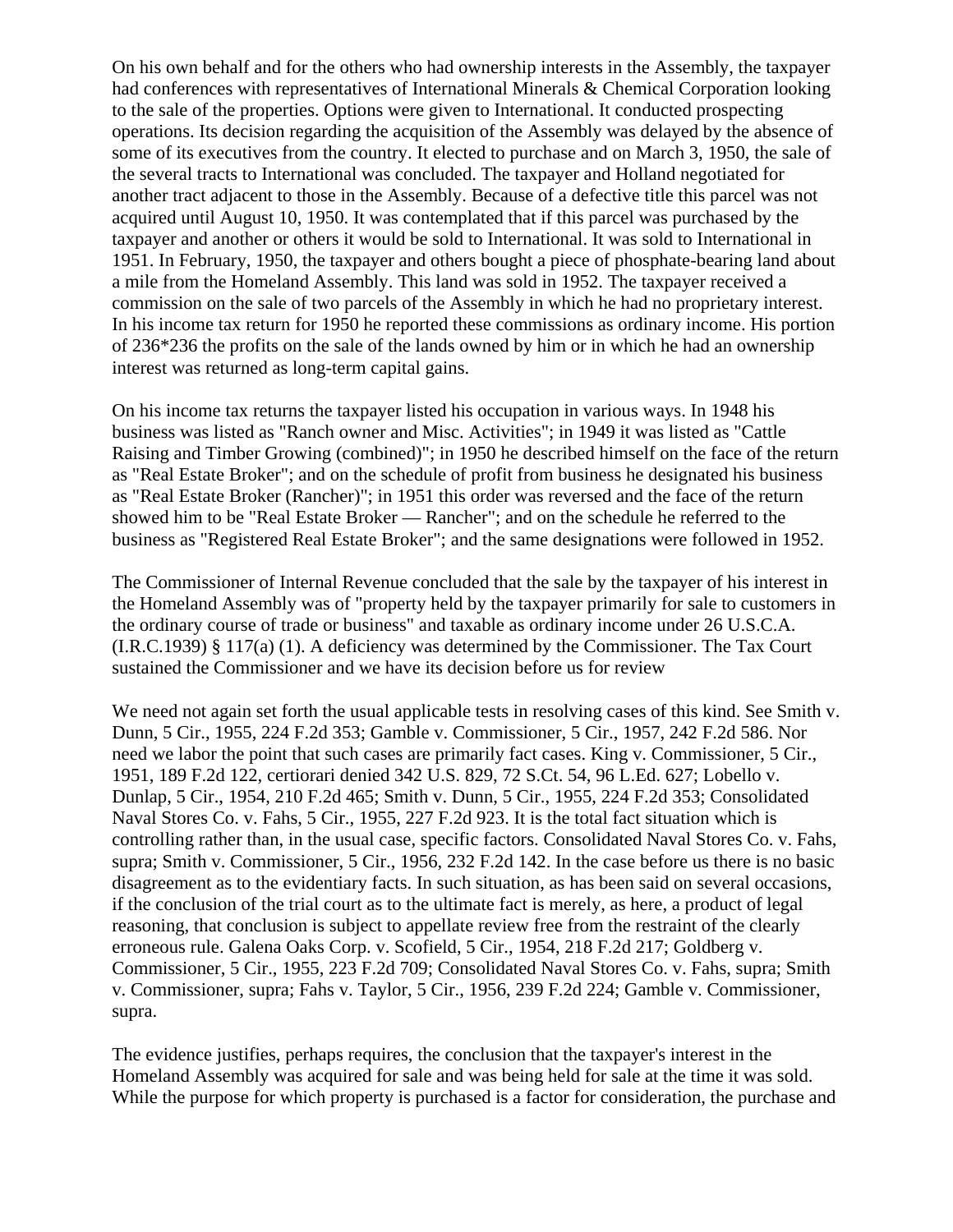On his own behalf and for the others who had ownership interests in the Assembly, the taxpayer had conferences with representatives of International Minerals & Chemical Corporation looking to the sale of the properties. Options were given to International. It conducted prospecting operations. Its decision regarding the acquisition of the Assembly was delayed by the absence of some of its executives from the country. It elected to purchase and on March 3, 1950, the sale of the several tracts to International was concluded. The taxpayer and Holland negotiated for another tract adjacent to those in the Assembly. Because of a defective title this parcel was not acquired until August 10, 1950. It was contemplated that if this parcel was purchased by the taxpayer and another or others it would be sold to International. It was sold to International in 1951. In February, 1950, the taxpayer and others bought a piece of phosphate-bearing land about a mile from the Homeland Assembly. This land was sold in 1952. The taxpayer received a commission on the sale of two parcels of the Assembly in which he had no proprietary interest. In his income tax return for 1950 he reported these commissions as ordinary income. His portion of 236*236 the profits on the sale of the lands owned by him or in which he had an ownership interest was returned as long-term capital gains.

On his income tax returns the taxpayer listed his occupation in various ways. In 1948 his business was listed as "Ranch owner and Misc. Activities"; in 1949 it was listed as "Cattle Raising and Timber Growing (combined)"; in 1950 he described himself on the face of the return as "Real Estate Broker"; and on the schedule of profit from business he designated his business as "Real Estate Broker (Rancher)"; in 1951 this order was reversed and the face of the return showed him to be "Real Estate Broker — Rancher"; and on the schedule he referred to the business as "Registered Real Estate Broker"; and the same designations were followed in 1952.

The Commissioner of Internal Revenue concluded that the sale by the taxpayer of his interest in the Homeland Assembly was of "property held by the taxpayer primarily for sale to customers in the ordinary course of trade or business" and taxable as ordinary income under 26 U.S.C.A. (I.R.C.1939) § 117(a) (1). A deficiency was determined by the Commissioner. The Tax Court sustained the Commissioner and we have its decision before us for review

We need not again set forth the usual applicable tests in resolving cases of this kind. See Smith v. Dunn, 5 Cir., 1955, 224 F.2d 353; Gamble v. Commissioner, 5 Cir., 1957, 242 F.2d 586. Nor need we labor the point that such cases are primarily fact cases. King v. Commissioner, 5 Cir., 1951, 189 F.2d 122, certiorari denied 342 U.S. 829, 72 S.Ct. 54, 96 L.Ed. 627; Lobello v. Dunlap, 5 Cir., 1954, 210 F.2d 465; Smith v. Dunn, 5 Cir., 1955, 224 F.2d 353; Consolidated Naval Stores Co. v. Fahs, 5 Cir., 1955, 227 F.2d 923. It is the total fact situation which is controlling rather than, in the usual case, specific factors. Consolidated Naval Stores Co. v. Fahs, supra; Smith v. Commissioner, 5 Cir., 1956, 232 F.2d 142. In the case before us there is no basic disagreement as to the evidentiary facts. In such situation, as has been said on several occasions, if the conclusion of the trial court as to the ultimate fact is merely, as here, a product of legal reasoning, that conclusion is subject to appellate review free from the restraint of the clearly erroneous rule. Galena Oaks Corp. v. Scofield, 5 Cir., 1954, 218 F.2d 217; Goldberg v. Commissioner, 5 Cir., 1955, 223 F.2d 709; Consolidated Naval Stores Co. v. Fahs, supra; Smith v. Commissioner, supra; Fahs v. Taylor, 5 Cir., 1956, 239 F.2d 224; Gamble v. Commissioner, supra.

The evidence justifies, perhaps requires, the conclusion that the taxpayer's interest in the Homeland Assembly was acquired for sale and was being held for sale at the time it was sold. While the purpose for which property is purchased is a factor for consideration, the purchase and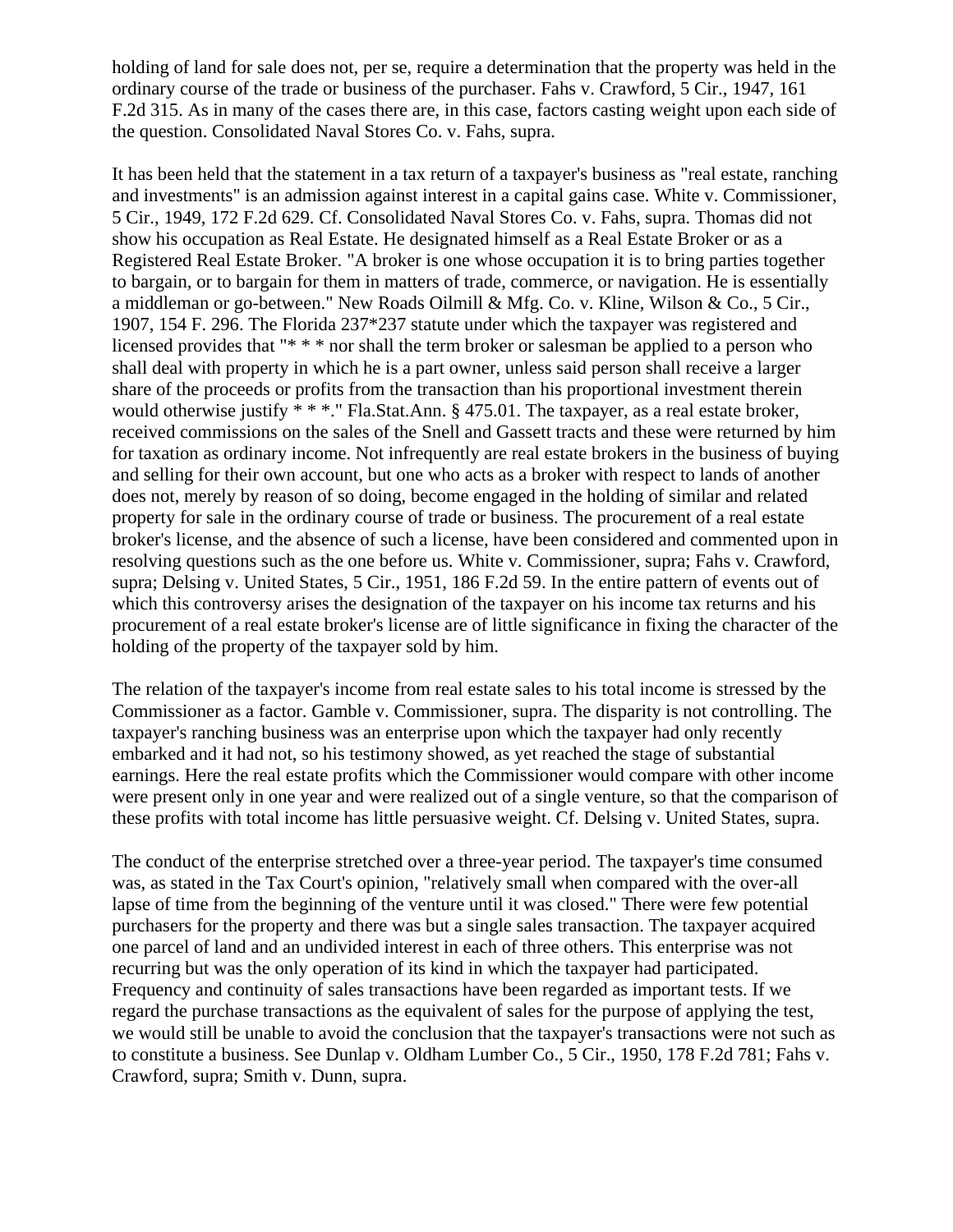holding of land for sale does not, per se, require a determination that the property was held in the ordinary course of the trade or business of the purchaser. Fahs v. Crawford, 5 Cir., 1947, 161 F.2d 315. As in many of the cases there are, in this case, factors casting weight upon each side of the question. Consolidated Naval Stores Co. v. Fahs, supra.

It has been held that the statement in a tax return of a taxpayer's business as "real estate, ranching and investments" is an admission against interest in a capital gains case. White v. Commissioner, 5 Cir., 1949, 172 F.2d 629. Cf. Consolidated Naval Stores Co. v. Fahs, supra. Thomas did not show his occupation as Real Estate. He designated himself as a Real Estate Broker or as a Registered Real Estate Broker. "A broker is one whose occupation it is to bring parties together to bargain, or to bargain for them in matters of trade, commerce, or navigation. He is essentially a middleman or go-between." New Roads Oilmill & Mfg. Co. v. Kline, Wilson & Co., 5 Cir., 1907, 154 F. 296. The Florida 237*237 statute under which the taxpayer was registered and licensed provides that "* * * nor shall the term broker or salesman be applied to a person who shall deal with property in which he is a part owner, unless said person shall receive a larger share of the proceeds or profits from the transaction than his proportional investment therein would otherwise justify * * *." Fla.Stat.Ann. § 475.01. The taxpayer, as a real estate broker, received commissions on the sales of the Snell and Gassett tracts and these were returned by him for taxation as ordinary income. Not infrequently are real estate brokers in the business of buying and selling for their own account, but one who acts as a broker with respect to lands of another does not, merely by reason of so doing, become engaged in the holding of similar and related property for sale in the ordinary course of trade or business. The procurement of a real estate broker's license, and the absence of such a license, have been considered and commented upon in resolving questions such as the one before us. White v. Commissioner, supra; Fahs v. Crawford, supra; Delsing v. United States, 5 Cir., 1951, 186 F.2d 59. In the entire pattern of events out of which this controversy arises the designation of the taxpayer on his income tax returns and his procurement of a real estate broker's license are of little significance in fixing the character of the holding of the property of the taxpayer sold by him.

The relation of the taxpayer's income from real estate sales to his total income is stressed by the Commissioner as a factor. Gamble v. Commissioner, supra. The disparity is not controlling. The taxpayer's ranching business was an enterprise upon which the taxpayer had only recently embarked and it had not, so his testimony showed, as yet reached the stage of substantial earnings. Here the real estate profits which the Commissioner would compare with other income were present only in one year and were realized out of a single venture, so that the comparison of these profits with total income has little persuasive weight. Cf. Delsing v. United States, supra.

The conduct of the enterprise stretched over a three-year period. The taxpayer's time consumed was, as stated in the Tax Court's opinion, "relatively small when compared with the over-all lapse of time from the beginning of the venture until it was closed." There were few potential purchasers for the property and there was but a single sales transaction. The taxpayer acquired one parcel of land and an undivided interest in each of three others. This enterprise was not recurring but was the only operation of its kind in which the taxpayer had participated. Frequency and continuity of sales transactions have been regarded as important tests. If we regard the purchase transactions as the equivalent of sales for the purpose of applying the test, we would still be unable to avoid the conclusion that the taxpayer's transactions were not such as to constitute a business. See Dunlap v. Oldham Lumber Co., 5 Cir., 1950, 178 F.2d 781; Fahs v. Crawford, supra; Smith v. Dunn, supra.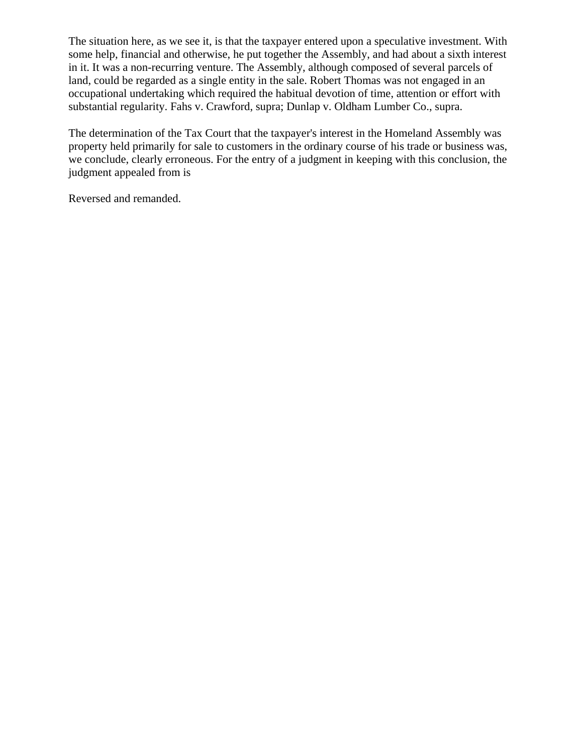The situation here, as we see it, is that the taxpayer entered upon a speculative investment. With some help, financial and otherwise, he put together the Assembly, and had about a sixth interest in it. It was a non-recurring venture. The Assembly, although composed of several parcels of land, could be regarded as a single entity in the sale. Robert Thomas was not engaged in an occupational undertaking which required the habitual devotion of time, attention or effort with substantial regularity. Fahs v. Crawford, supra; Dunlap v. Oldham Lumber Co., supra.

The determination of the Tax Court that the taxpayer's interest in the Homeland Assembly was property held primarily for sale to customers in the ordinary course of his trade or business was, we conclude, clearly erroneous. For the entry of a judgment in keeping with this conclusion, the judgment appealed from is

Reversed and remanded.